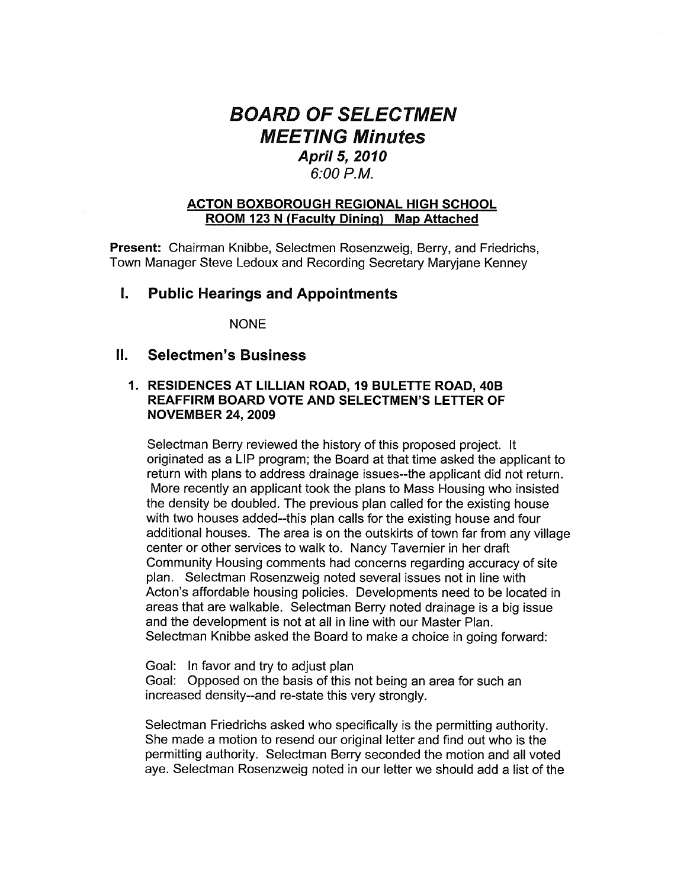# *BOARD OF SELECTMEN*
# *MEETING Minutes*
### *April 5, 2010*
*6:00 P.M.*

**ACTON BOXBOROUGH REGIONAL HIGH SCHOOL**
**ROOM 123 N (Faculty Dining) Map Attached**

**Present:** Chairman Knibbe, Selectmen Rosenzweig, Berry, and Friedrichs, Town Manager Steve Ledoux and Recording Secretary Maryjane Kenney

## I. Public Hearings and Appointments

NONE

## II. Selectmen's Business

### 1. RESIDENCES AT LILLIAN ROAD, 19 BULETTE ROAD, 40B REAFFIRM BOARD VOTE AND SELECTMEN'S LETTER OF NOVEMBER 24, 2009

Selectman Berry reviewed the history of this proposed project. It originated as a LIP program; the Board at that time asked the applicant to return with plans to address drainage issues--the applicant did not return. More recently an applicant took the plans to Mass Housing who insisted the density be doubled. The previous plan called for the existing house with two houses added--this plan calls for the existing house and four additional houses. The area is on the outskirts of town far from any village center or other services to walk to. Nancy Tavernier in her draft Community Housing comments had concerns regarding accuracy of site plan. Selectman Rosenzweig noted several issues not in line with Acton's affordable housing policies. Developments need to be located in areas that are walkable. Selectman Berry noted drainage is a big issue and the development is not at all in line with our Master Plan. Selectman Knibbe asked the Board to make a choice in going forward:

Goal: In favor and try to adjust plan
Goal: Opposed on the basis of this not being an area for such an increased density--and re-state this very strongly.

Selectman Friedrichs asked who specifically is the permitting authority. She made a motion to resend our original letter and find out who is the permitting authority. Selectman Berry seconded the motion and all voted aye. Selectman Rosenzweig noted in our letter we should add a list of the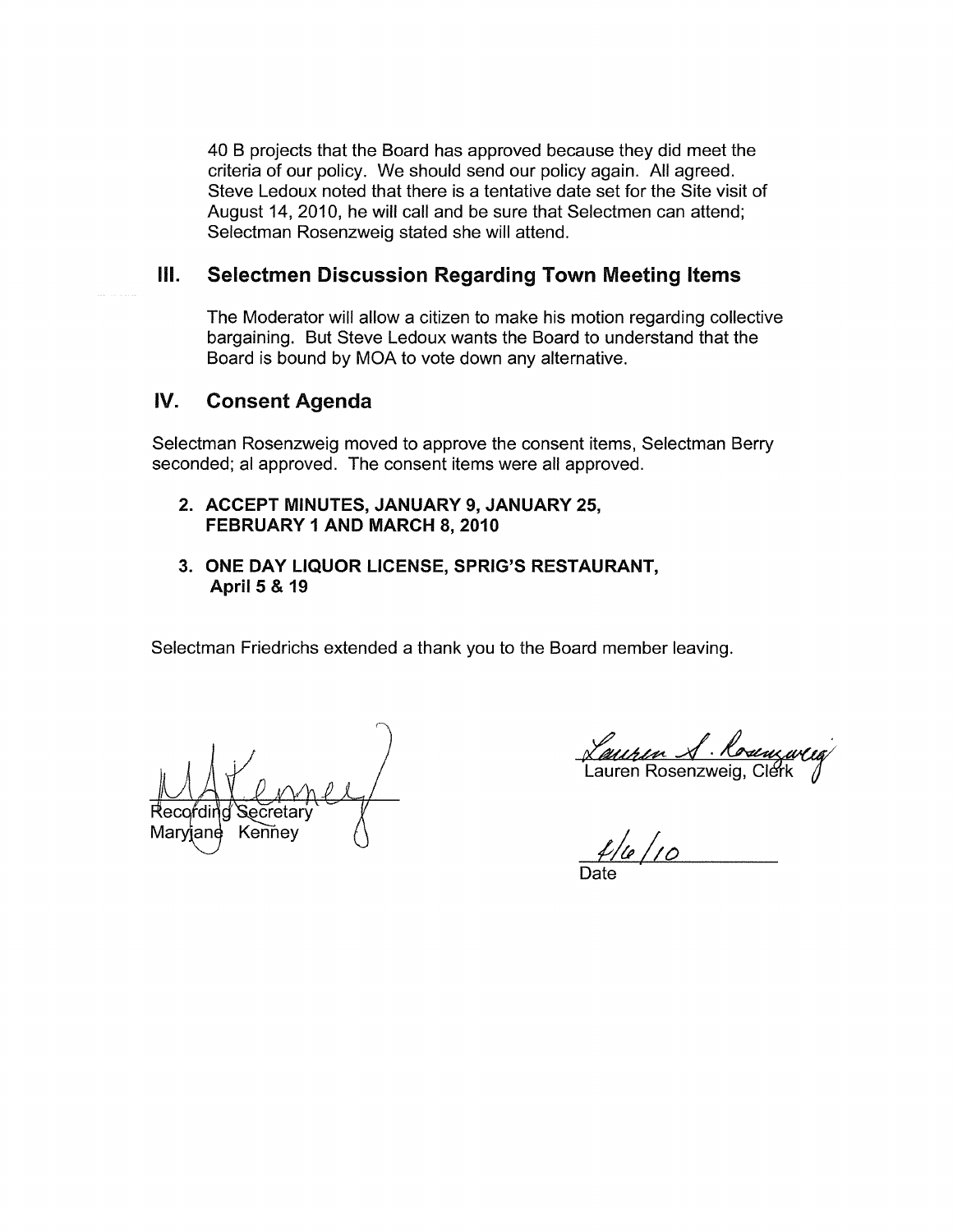40 B projects that the Board has approved because they did meet the criteria of our policy. We should send our policy again. All agreed. Steve Ledoux noted that there is a tentative date set for the Site visit of August 14, 2010, he will call and be sure that Selectmen can attend; Selectman Rosenzweig stated she will attend.

## III. Selectmen Discussion Regarding Town Meeting Items

The Moderator will allow a citizen to make his motion regarding collective bargaining. But Steve Ledoux wants the Board to understand that the Board is bound by MOA to vote down any alternative.

## IV. Consent Agenda

Selectman Rosenzweig moved to approve the consent items, Selectman Berry seconded; al approved. The consent items were all approved.

**2. ACCEPT MINUTES, JANUARY 9, JANUARY 25, FEBRUARY 1 AND MARCH 8, 2010**

**3. ONE DAY LIQUOR LICENSE, SPRIG'S RESTAURANT, April 5 & 19**

Selectman Friedrichs extended a thank you to the Board member leaving.

Recording Secretary
Maryjane Kenney

Lauren Rosenzweig, Clerk

4/6/10
Date